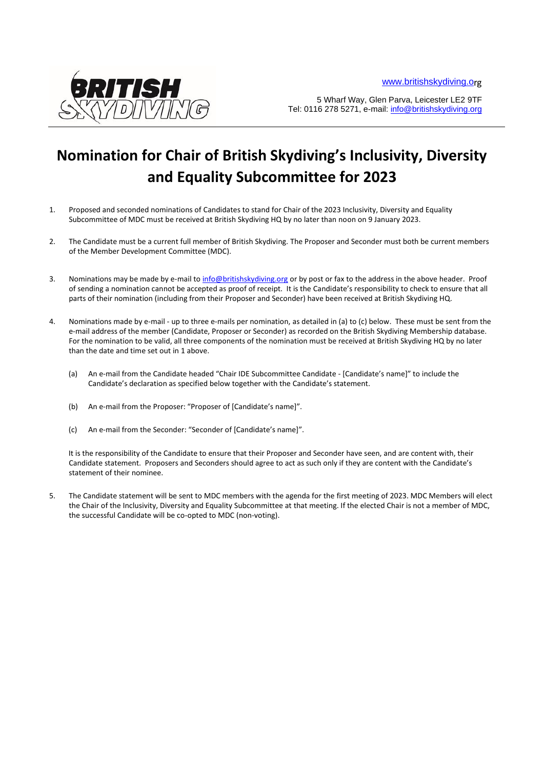www.britishskydiving.org

5 Wharf Way, Glen Parva, Leicester LE2 9TF
Tel: 0116 278 5271, e-mail: info@britishskydiving.org

# Nomination for Chair of British Skydiving's Inclusivity, Diversity and Equality Subcommittee for 2023

1. Proposed and seconded nominations of Candidates to stand for Chair of the 2023 Inclusivity, Diversity and Equality Subcommittee of MDC must be received at British Skydiving HQ by no later than noon on 9 January 2023.

2. The Candidate must be a current full member of British Skydiving. The Proposer and Seconder must both be current members of the Member Development Committee (MDC).

3. Nominations may be made by e-mail to info@britishskydiving.org or by post or fax to the address in the above header. Proof of sending a nomination cannot be accepted as proof of receipt. It is the Candidate's responsibility to check to ensure that all parts of their nomination (including from their Proposer and Seconder) have been received at British Skydiving HQ.

4. Nominations made by e-mail - up to three e-mails per nomination, as detailed in (a) to (c) below. These must be sent from the e-mail address of the member (Candidate, Proposer or Seconder) as recorded on the British Skydiving Membership database. For the nomination to be valid, all three components of the nomination must be received at British Skydiving HQ by no later than the date and time set out in 1 above.

   (a) An e-mail from the Candidate headed "Chair IDE Subcommittee Candidate - [Candidate's name]" to include the Candidate's declaration as specified below together with the Candidate's statement.

   (b) An e-mail from the Proposer: "Proposer of [Candidate's name]".

   (c) An e-mail from the Seconder: "Seconder of [Candidate's name]".

   It is the responsibility of the Candidate to ensure that their Proposer and Seconder have seen, and are content with, their Candidate statement. Proposers and Seconders should agree to act as such only if they are content with the Candidate's statement of their nominee.

5. The Candidate statement will be sent to MDC members with the agenda for the first meeting of 2023. MDC Members will elect the Chair of the Inclusivity, Diversity and Equality Subcommittee at that meeting. If the elected Chair is not a member of MDC, the successful Candidate will be co-opted to MDC (non-voting).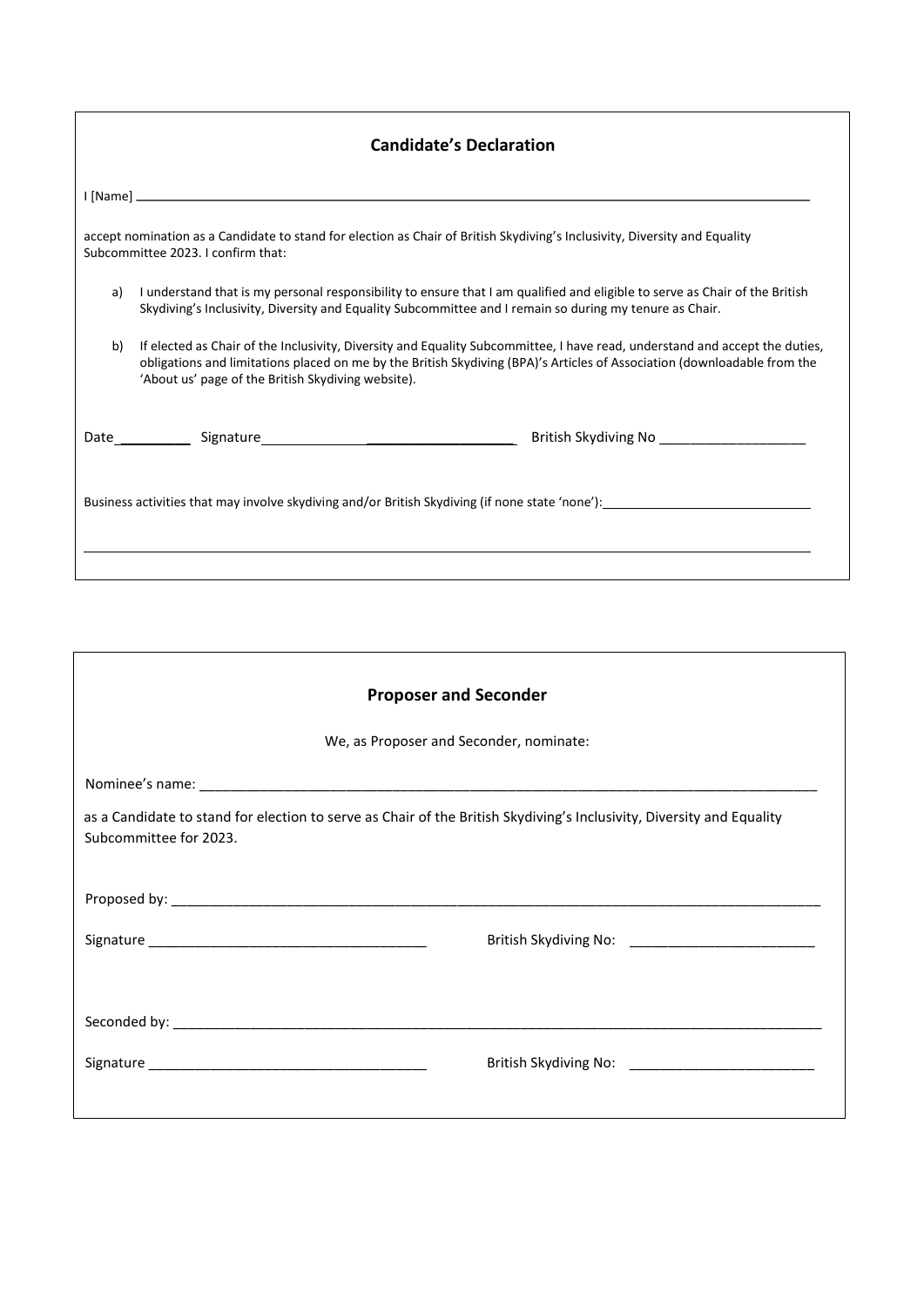## Candidate's Declaration

I [Name] ____________________________________________________________

accept nomination as a Candidate to stand for election as Chair of British Skydiving's Inclusivity, Diversity and Equality Subcommittee 2023. I confirm that:

a) I understand that is my personal responsibility to ensure that I am qualified and eligible to serve as Chair of the British Skydiving's Inclusivity, Diversity and Equality Subcommittee and I remain so during my tenure as Chair.

b) If elected as Chair of the Inclusivity, Diversity and Equality Subcommittee, I have read, understand and accept the duties, obligations and limitations placed on me by the British Skydiving (BPA)'s Articles of Association (downloadable from the 'About us' page of the British Skydiving website).

Date __________ Signature ______________________________ British Skydiving No ___________________

Business activities that may involve skydiving and/or British Skydiving (if none state 'none'): ____________________________

____________________________________________________________

## Proposer and Seconder

We, as Proposer and Seconder, nominate:

Nominee's name: ____________________________________________________________

as a Candidate to stand for election to serve as Chair of the British Skydiving's Inclusivity, Diversity and Equality Subcommittee for 2023.

Proposed by: ____________________________________________________________

Signature ___________________________________ British Skydiving No: ________________________

Seconded by: ____________________________________________________________

Signature ___________________________________ British Skydiving No: ________________________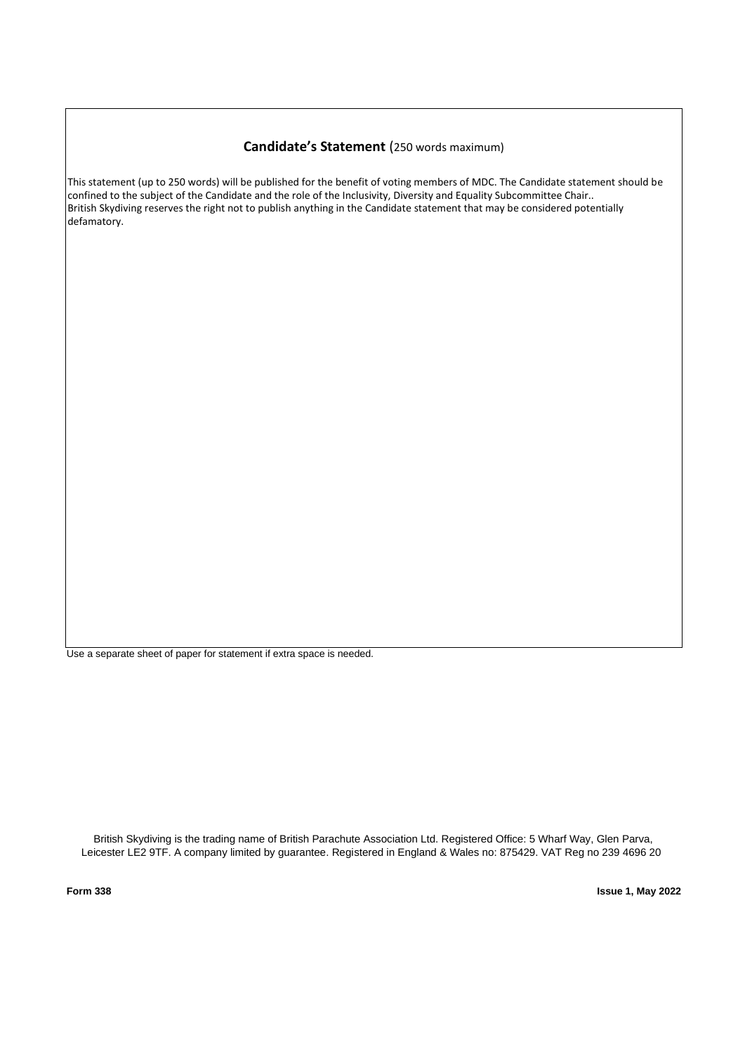## **Candidate's Statement** (250 words maximum)

This statement (up to 250 words) will be published for the benefit of voting members of MDC. The Candidate statement should be confined to the subject of the Candidate and the role of the Inclusivity, Diversity and Equality Subcommittee Chair..
British Skydiving reserves the right not to publish anything in the Candidate statement that may be considered potentially defamatory.

Use a separate sheet of paper for statement if extra space is needed.

British Skydiving is the trading name of British Parachute Association Ltd. Registered Office: 5 Wharf Way, Glen Parva, Leicester LE2 9TF. A company limited by guarantee. Registered in England & Wales no: 875429. VAT Reg no 239 4696 20

**Form 338** **Issue 1, May 2022**